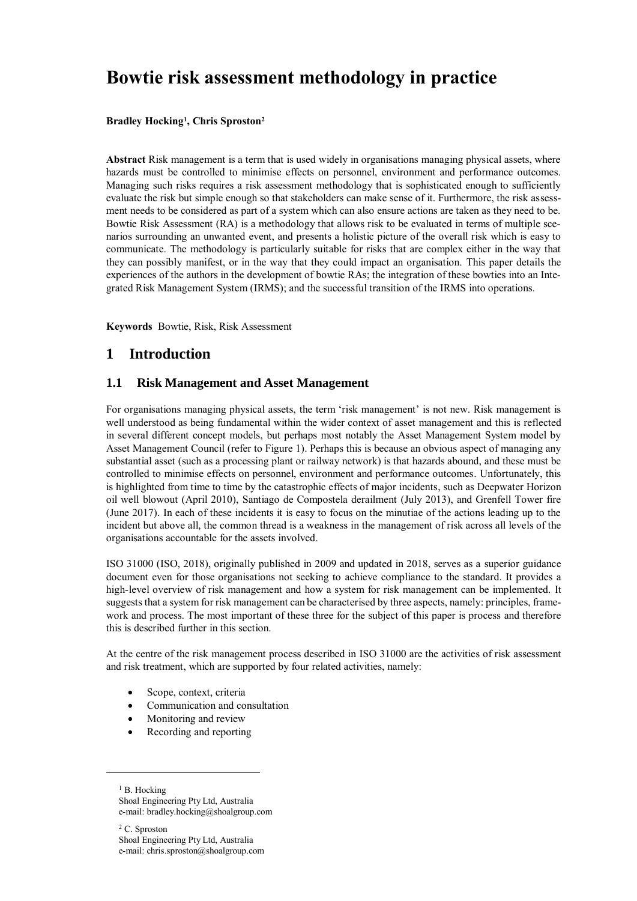# Bowtie risk assessment methodology in practice

**Bradley Hocking[1], Chris Sproston[2]**

**Abstract** Risk management is a term that is used widely in organisations managing physical assets, where hazards must be controlled to minimise effects on personnel, environment and performance outcomes. Managing such risks requires a risk assessment methodology that is sophisticated enough to sufficiently evaluate the risk but simple enough so that stakeholders can make sense of it. Furthermore, the risk assessment needs to be considered as part of a system which can also ensure actions are taken as they need to be. Bowtie Risk Assessment (RA) is a methodology that allows risk to be evaluated in terms of multiple scenarios surrounding an unwanted event, and presents a holistic picture of the overall risk which is easy to communicate. The methodology is particularly suitable for risks that are complex either in the way that they can possibly manifest, or in the way that they could impact an organisation. This paper details the experiences of the authors in the development of bowtie RAs; the integration of these bowties into an Integrated Risk Management System (IRMS); and the successful transition of the IRMS into operations.

**Keywords** Bowtie, Risk, Risk Assessment

## 1 Introduction

### 1.1 Risk Management and Asset Management

For organisations managing physical assets, the term 'risk management' is not new. Risk management is well understood as being fundamental within the wider context of asset management and this is reflected in several different concept models, but perhaps most notably the Asset Management System model by Asset Management Council (refer to Figure 1). Perhaps this is because an obvious aspect of managing any substantial asset (such as a processing plant or railway network) is that hazards abound, and these must be controlled to minimise effects on personnel, environment and performance outcomes. Unfortunately, this is highlighted from time to time by the catastrophic effects of major incidents, such as Deepwater Horizon oil well blowout (April 2010), Santiago de Compostela derailment (July 2013), and Grenfell Tower fire (June 2017). In each of these incidents it is easy to focus on the minutiae of the actions leading up to the incident but above all, the common thread is a weakness in the management of risk across all levels of the organisations accountable for the assets involved.

ISO 31000 (ISO, 2018), originally published in 2009 and updated in 2018, serves as a superior guidance document even for those organisations not seeking to achieve compliance to the standard. It provides a high-level overview of risk management and how a system for risk management can be implemented. It suggests that a system for risk management can be characterised by three aspects, namely: principles, framework and process. The most important of these three for the subject of this paper is process and therefore this is described further in this section.

At the centre of the risk management process described in ISO 31000 are the activities of risk assessment and risk treatment, which are supported by four related activities, namely:

- Scope, context, criteria
- Communication and consultation
- Monitoring and review
- Recording and reporting

---

[1] B. Hocking
Shoal Engineering Pty Ltd, Australia
e-mail: bradley.hocking@shoalgroup.com

[2] C. Sproston
Shoal Engineering Pty Ltd, Australia
e-mail: chris.sproston@shoalgroup.com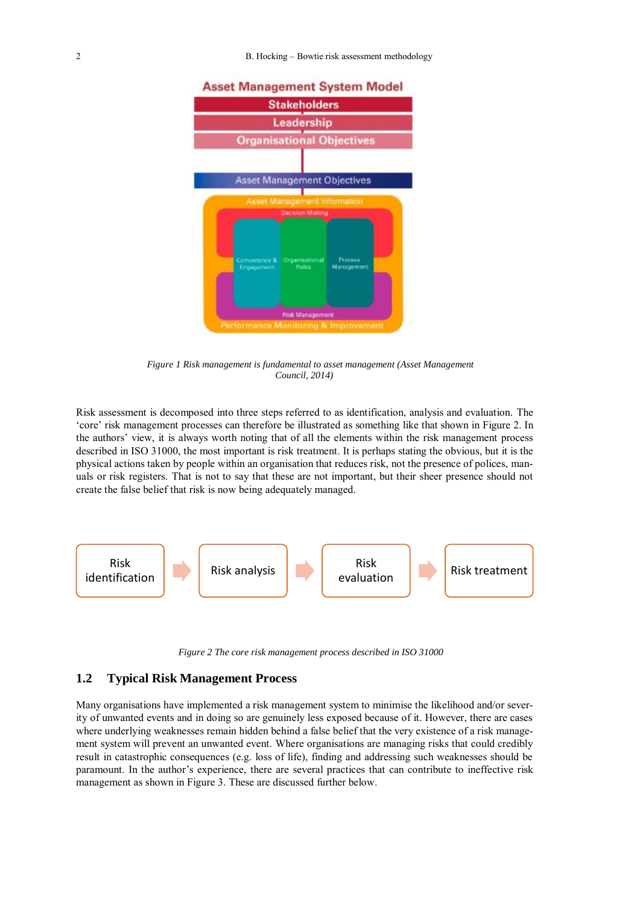*Figure 1 Risk management is fundamental to asset management (Asset Management Council, 2014)*

Risk assessment is decomposed into three steps referred to as identification, analysis and evaluation. The 'core' risk management processes can therefore be illustrated as something like that shown in Figure 2. In the authors' view, it is always worth noting that of all the elements within the risk management process described in ISO 31000, the most important is risk treatment. It is perhaps stating the obvious, but it is the physical actions taken by people within an organisation that reduces risk, not the presence of polices, manuals or risk registers. That is not to say that these are not important, but their sheer presence should not create the false belief that risk is now being adequately managed.

*Figure 2 The core risk management process described in ISO 31000*

## 1.2 Typical Risk Management Process

Many organisations have implemented a risk management system to minimise the likelihood and/or severity of unwanted events and in doing so are genuinely less exposed because of it. However, there are cases where underlying weaknesses remain hidden behind a false belief that the very existence of a risk management system will prevent an unwanted event. Where organisations are managing risks that could credibly result in catastrophic consequences (e.g. loss of life), finding and addressing such weaknesses should be paramount. In the author's experience, there are several practices that can contribute to ineffective risk management as shown in Figure 3. These are discussed further below.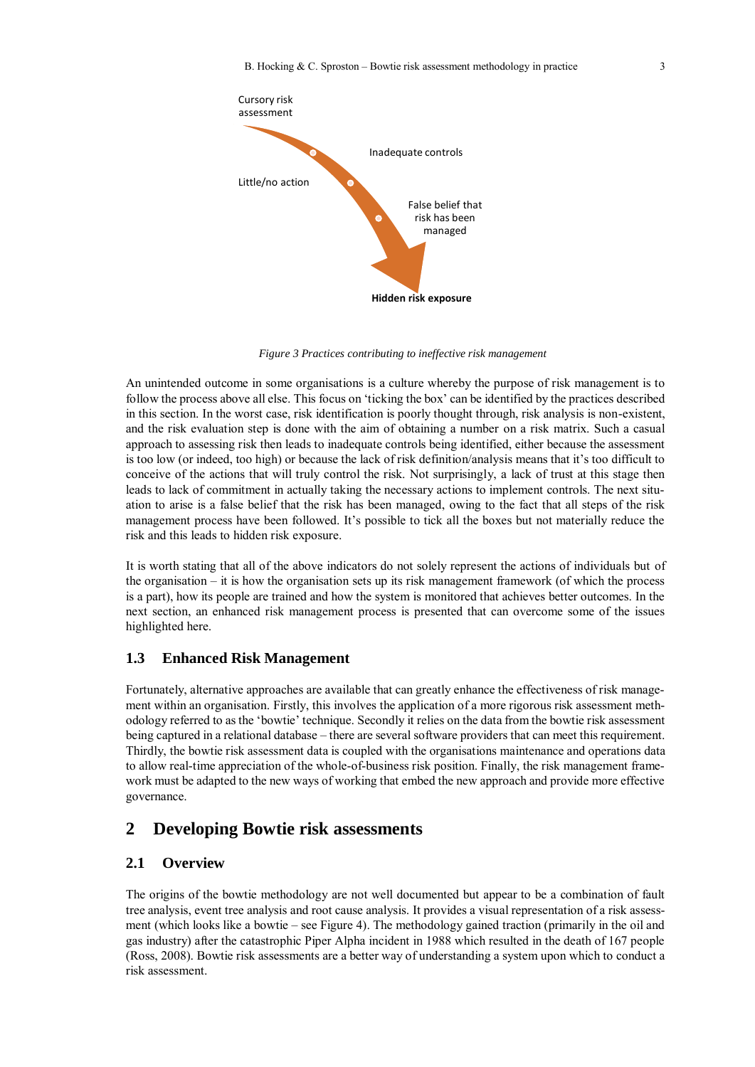Cursory risk assessment

Inadequate controls

Little/no action

False belief that risk has been managed

**Hidden risk exposure**

*Figure 3 Practices contributing to ineffective risk management*

An unintended outcome in some organisations is a culture whereby the purpose of risk management is to follow the process above all else. This focus on 'ticking the box' can be identified by the practices described in this section. In the worst case, risk identification is poorly thought through, risk analysis is non-existent, and the risk evaluation step is done with the aim of obtaining a number on a risk matrix. Such a casual approach to assessing risk then leads to inadequate controls being identified, either because the assessment is too low (or indeed, too high) or because the lack of risk definition/analysis means that it's too difficult to conceive of the actions that will truly control the risk. Not surprisingly, a lack of trust at this stage then leads to lack of commitment in actually taking the necessary actions to implement controls. The next situation to arise is a false belief that the risk has been managed, owing to the fact that all steps of the risk management process have been followed. It's possible to tick all the boxes but not materially reduce the risk and this leads to hidden risk exposure.

It is worth stating that all of the above indicators do not solely represent the actions of individuals but of the organisation – it is how the organisation sets up its risk management framework (of which the process is a part), how its people are trained and how the system is monitored that achieves better outcomes. In the next section, an enhanced risk management process is presented that can overcome some of the issues highlighted here.

### 1.3 Enhanced Risk Management

Fortunately, alternative approaches are available that can greatly enhance the effectiveness of risk management within an organisation. Firstly, this involves the application of a more rigorous risk assessment methodology referred to as the 'bowtie' technique. Secondly it relies on the data from the bowtie risk assessment being captured in a relational database – there are several software providers that can meet this requirement. Thirdly, the bowtie risk assessment data is coupled with the organisations maintenance and operations data to allow real-time appreciation of the whole-of-business risk position. Finally, the risk management framework must be adapted to the new ways of working that embed the new approach and provide more effective governance.

## 2 Developing Bowtie risk assessments

### 2.1 Overview

The origins of the bowtie methodology are not well documented but appear to be a combination of fault tree analysis, event tree analysis and root cause analysis. It provides a visual representation of a risk assessment (which looks like a bowtie – see Figure 4). The methodology gained traction (primarily in the oil and gas industry) after the catastrophic Piper Alpha incident in 1988 which resulted in the death of 167 people (Ross, 2008). Bowtie risk assessments are a better way of understanding a system upon which to conduct a risk assessment.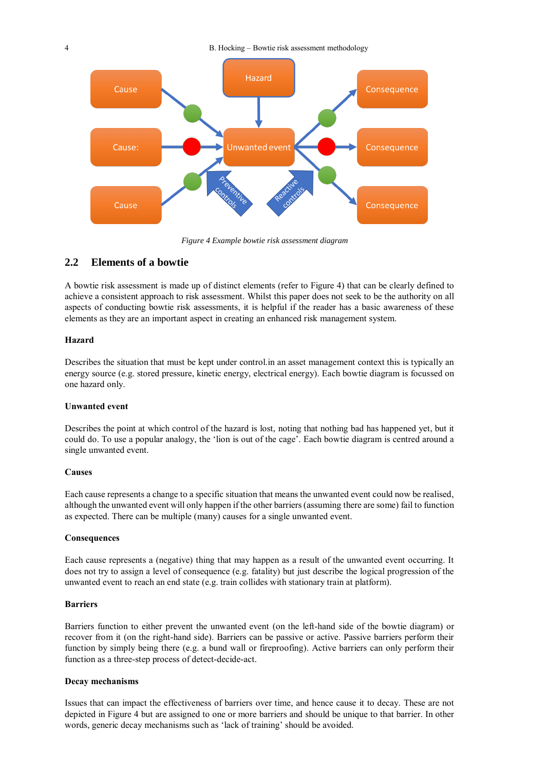*Figure 4 Example bowtie risk assessment diagram*

## 2.2 Elements of a bowtie

A bowtie risk assessment is made up of distinct elements (refer to Figure 4) that can be clearly defined to achieve a consistent approach to risk assessment. Whilst this paper does not seek to be the authority on all aspects of conducting bowtie risk assessments, it is helpful if the reader has a basic awareness of these elements as they are an important aspect in creating an enhanced risk management system.

**Hazard**

Describes the situation that must be kept under control.in an asset management context this is typically an energy source (e.g. stored pressure, kinetic energy, electrical energy). Each bowtie diagram is focussed on one hazard only.

**Unwanted event**

Describes the point at which control of the hazard is lost, noting that nothing bad has happened yet, but it could do. To use a popular analogy, the 'lion is out of the cage'. Each bowtie diagram is centred around a single unwanted event.

**Causes**

Each cause represents a change to a specific situation that means the unwanted event could now be realised, although the unwanted event will only happen if the other barriers (assuming there are some) fail to function as expected. There can be multiple (many) causes for a single unwanted event.

**Consequences**

Each cause represents a (negative) thing that may happen as a result of the unwanted event occurring. It does not try to assign a level of consequence (e.g. fatality) but just describe the logical progression of the unwanted event to reach an end state (e.g. train collides with stationary train at platform).

**Barriers**

Barriers function to either prevent the unwanted event (on the left-hand side of the bowtie diagram) or recover from it (on the right-hand side). Barriers can be passive or active. Passive barriers perform their function by simply being there (e.g. a bund wall or fireproofing). Active barriers can only perform their function as a three-step process of detect-decide-act.

**Decay mechanisms**

Issues that can impact the effectiveness of barriers over time, and hence cause it to decay. These are not depicted in Figure 4 but are assigned to one or more barriers and should be unique to that barrier. In other words, generic decay mechanisms such as 'lack of training' should be avoided.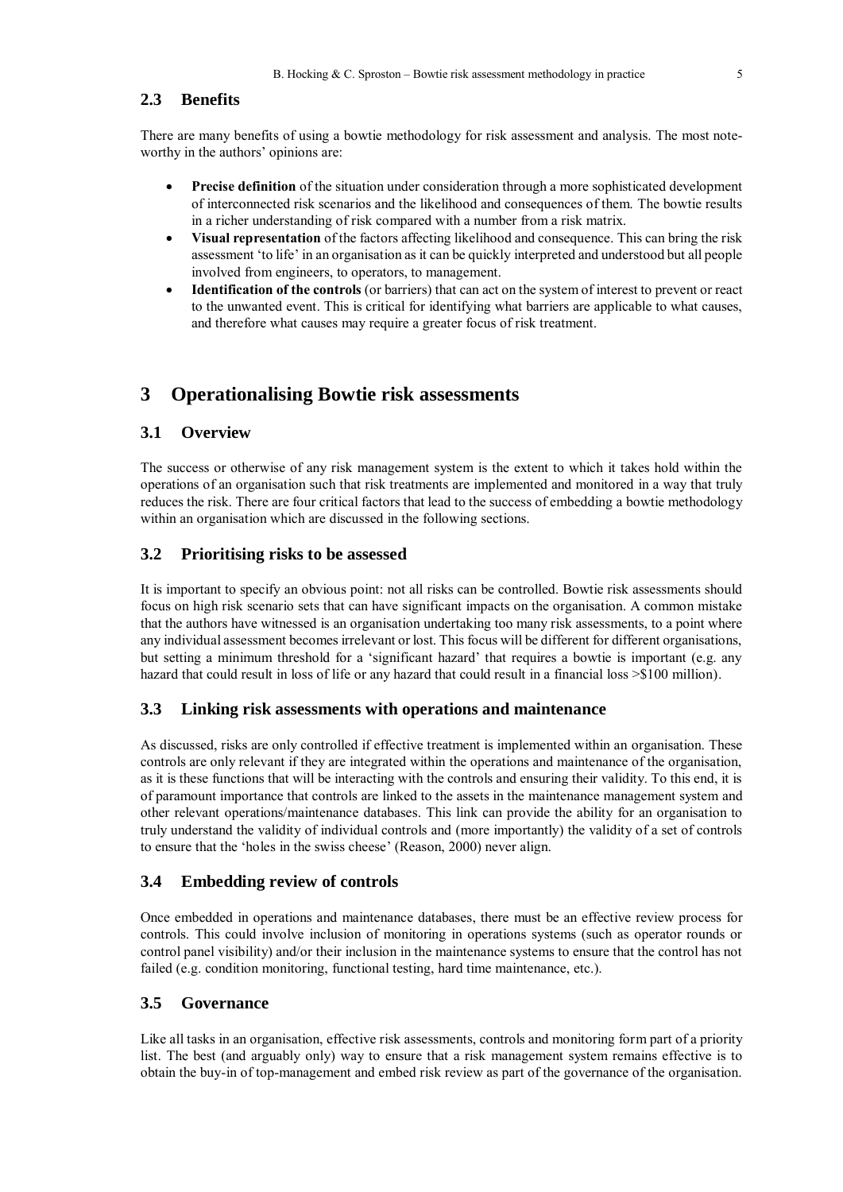## 2.3 Benefits

There are many benefits of using a bowtie methodology for risk assessment and analysis. The most noteworthy in the authors' opinions are:

- **Precise definition** of the situation under consideration through a more sophisticated development of interconnected risk scenarios and the likelihood and consequences of them. The bowtie results in a richer understanding of risk compared with a number from a risk matrix.
- **Visual representation** of the factors affecting likelihood and consequence. This can bring the risk assessment 'to life' in an organisation as it can be quickly interpreted and understood but all people involved from engineers, to operators, to management.
- **Identification of the controls** (or barriers) that can act on the system of interest to prevent or react to the unwanted event. This is critical for identifying what barriers are applicable to what causes, and therefore what causes may require a greater focus of risk treatment.

# 3 Operationalising Bowtie risk assessments

## 3.1 Overview

The success or otherwise of any risk management system is the extent to which it takes hold within the operations of an organisation such that risk treatments are implemented and monitored in a way that truly reduces the risk. There are four critical factors that lead to the success of embedding a bowtie methodology within an organisation which are discussed in the following sections.

## 3.2 Prioritising risks to be assessed

It is important to specify an obvious point: not all risks can be controlled. Bowtie risk assessments should focus on high risk scenario sets that can have significant impacts on the organisation. A common mistake that the authors have witnessed is an organisation undertaking too many risk assessments, to a point where any individual assessment becomes irrelevant or lost. This focus will be different for different organisations, but setting a minimum threshold for a 'significant hazard' that requires a bowtie is important (e.g. any hazard that could result in loss of life or any hazard that could result in a financial loss >$100 million).

## 3.3 Linking risk assessments with operations and maintenance

As discussed, risks are only controlled if effective treatment is implemented within an organisation. These controls are only relevant if they are integrated within the operations and maintenance of the organisation, as it is these functions that will be interacting with the controls and ensuring their validity. To this end, it is of paramount importance that controls are linked to the assets in the maintenance management system and other relevant operations/maintenance databases. This link can provide the ability for an organisation to truly understand the validity of individual controls and (more importantly) the validity of a set of controls to ensure that the 'holes in the swiss cheese' (Reason, 2000) never align.

## 3.4 Embedding review of controls

Once embedded in operations and maintenance databases, there must be an effective review process for controls. This could involve inclusion of monitoring in operations systems (such as operator rounds or control panel visibility) and/or their inclusion in the maintenance systems to ensure that the control has not failed (e.g. condition monitoring, functional testing, hard time maintenance, etc.).

## 3.5 Governance

Like all tasks in an organisation, effective risk assessments, controls and monitoring form part of a priority list. The best (and arguably only) way to ensure that a risk management system remains effective is to obtain the buy-in of top-management and embed risk review as part of the governance of the organisation.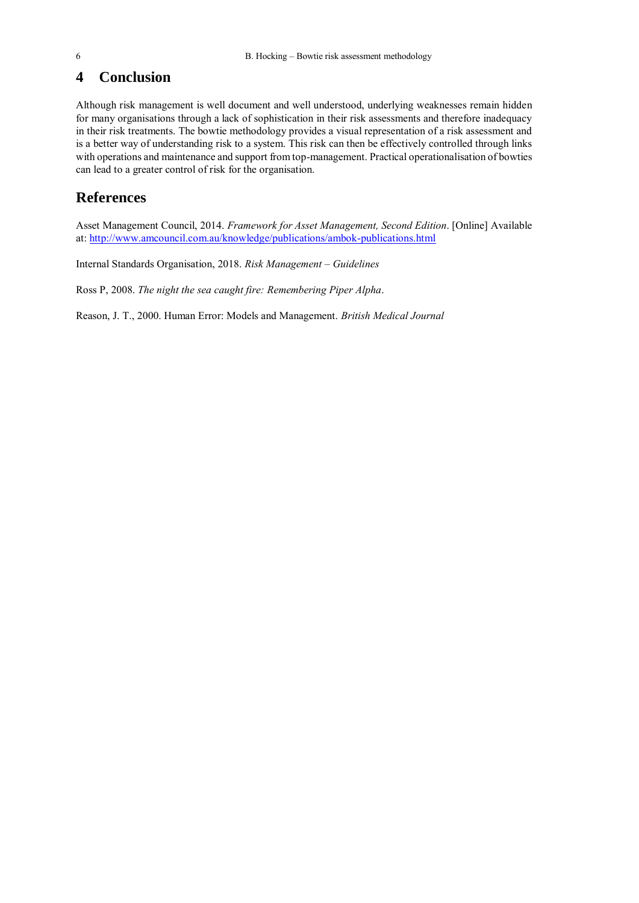# 4 Conclusion

Although risk management is well document and well understood, underlying weaknesses remain hidden for many organisations through a lack of sophistication in their risk assessments and therefore inadequacy in their risk treatments. The bowtie methodology provides a visual representation of a risk assessment and is a better way of understanding risk to a system. This risk can then be effectively controlled through links with operations and maintenance and support from top-management. Practical operationalisation of bowties can lead to a greater control of risk for the organisation.

# References

Asset Management Council, 2014. *Framework for Asset Management, Second Edition*. [Online] Available at: http://www.amcouncil.com.au/knowledge/publications/ambok-publications.html

Internal Standards Organisation, 2018. *Risk Management – Guidelines*

Ross P, 2008. *The night the sea caught fire: Remembering Piper Alpha*.

Reason, J. T., 2000. Human Error: Models and Management. *British Medical Journal*